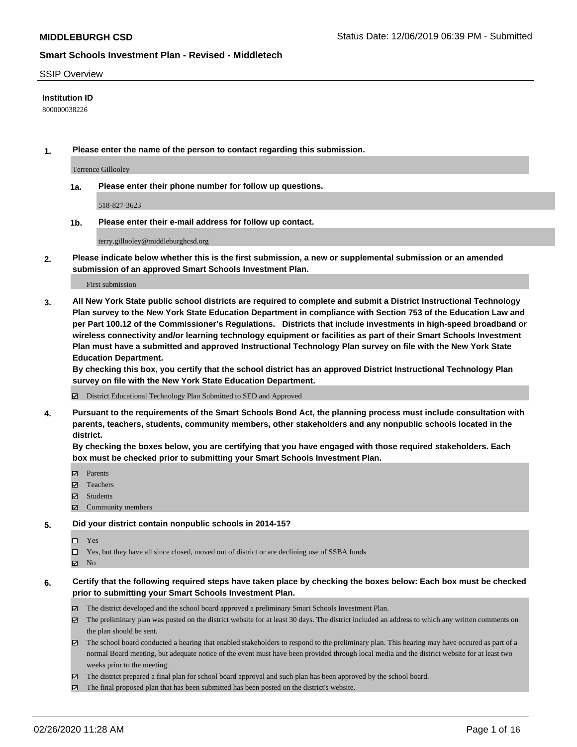**MIDDLEBURGH CSD** Status Date: 12/06/2019 06:39 PM - Submitted

**Smart Schools Investment Plan - Revised - Middletech**

SSIP Overview

**Institution ID**

800000038226

**1. Please enter the name of the person to contact regarding this submission.**

Terrence Gillooley

**1a. Please enter their phone number for follow up questions.**

518-827-3623

**1b. Please enter their e-mail address for follow up contact.**

terry.gillooley@middleburghcsd.org

**2. Please indicate below whether this is the first submission, a new or supplemental submission or an amended submission of an approved Smart Schools Investment Plan.**

First submission

**3. All New York State public school districts are required to complete and submit a District Instructional Technology Plan survey to the New York State Education Department in compliance with Section 753 of the Education Law and per Part 100.12 of the Commissioner's Regulations. Districts that include investments in high-speed broadband or wireless connectivity and/or learning technology equipment or facilities as part of their Smart Schools Investment Plan must have a submitted and approved Instructional Technology Plan survey on file with the New York State Education Department.**
**By checking this box, you certify that the school district has an approved District Instructional Technology Plan survey on file with the New York State Education Department.**

☑ District Educational Technology Plan Submitted to SED and Approved

**4. Pursuant to the requirements of the Smart Schools Bond Act, the planning process must include consultation with parents, teachers, students, community members, other stakeholders and any nonpublic schools located in the district.**
**By checking the boxes below, you are certifying that you have engaged with those required stakeholders. Each box must be checked prior to submitting your Smart Schools Investment Plan.**

☑ Parents
☑ Teachers
☑ Students
☑ Community members

**5. Did your district contain nonpublic schools in 2014-15?**

☐ Yes
☐ Yes, but they have all since closed, moved out of district or are declining use of SSBA funds
☑ No

**6. Certify that the following required steps have taken place by checking the boxes below: Each box must be checked prior to submitting your Smart Schools Investment Plan.**

☑ The district developed and the school board approved a preliminary Smart Schools Investment Plan.
☑ The preliminary plan was posted on the district website for at least 30 days. The district included an address to which any written comments on the plan should be sent.
☑ The school board conducted a hearing that enabled stakeholders to respond to the preliminary plan. This hearing may have occured as part of a normal Board meeting, but adequate notice of the event must have been provided through local media and the district website for at least two weeks prior to the meeting.
☑ The district prepared a final plan for school board approval and such plan has been approved by the school board.
☑ The final proposed plan that has been submitted has been posted on the district's website.

02/26/2020 11:28 AM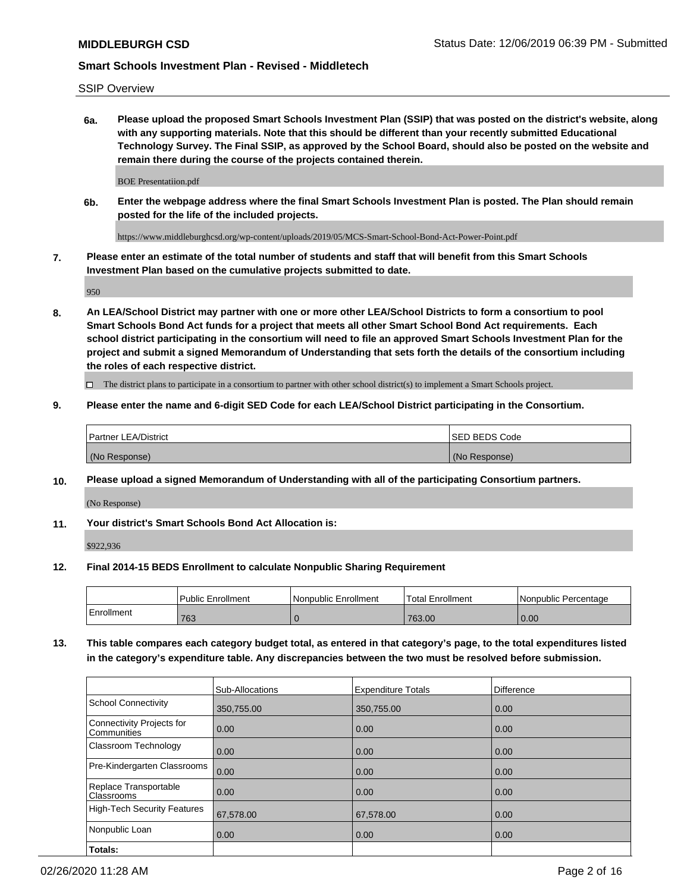SSIP Overview

**6a. Please upload the proposed Smart Schools Investment Plan (SSIP) that was posted on the district's website, along with any supporting materials. Note that this should be different than your recently submitted Educational Technology Survey. The Final SSIP, as approved by the School Board, should also be posted on the website and remain there during the course of the projects contained therein.**

BOE Presentatiion.pdf

**6b. Enter the webpage address where the final Smart Schools Investment Plan is posted. The Plan should remain posted for the life of the included projects.**

https://www.middleburghcsd.org/wp-content/uploads/2019/05/MCS-Smart-School-Bond-Act-Power-Point.pdf

**7. Please enter an estimate of the total number of students and staff that will benefit from this Smart Schools Investment Plan based on the cumulative projects submitted to date.**

950

**8. An LEA/School District may partner with one or more other LEA/School Districts to form a consortium to pool Smart Schools Bond Act funds for a project that meets all other Smart School Bond Act requirements. Each school district participating in the consortium will need to file an approved Smart Schools Investment Plan for the project and submit a signed Memorandum of Understanding that sets forth the details of the consortium including the roles of each respective district.**

☐ The district plans to participate in a consortium to partner with other school district(s) to implement a Smart Schools project.

**9. Please enter the name and 6-digit SED Code for each LEA/School District participating in the Consortium.**

| Partner LEA/District | SED BEDS Code |
|---|---|
| (No Response) | (No Response) |

**10. Please upload a signed Memorandum of Understanding with all of the participating Consortium partners.**

(No Response)

**11. Your district's Smart Schools Bond Act Allocation is:**

$922,936

**12. Final 2014-15 BEDS Enrollment to calculate Nonpublic Sharing Requirement**

| | Public Enrollment | Nonpublic Enrollment | Total Enrollment | Nonpublic Percentage |
|---|---|---|---|---|
| Enrollment | 763 | 0 | 763.00 | 0.00 |

**13. This table compares each category budget total, as entered in that category's page, to the total expenditures listed in the category's expenditure table. Any discrepancies between the two must be resolved before submission.**

| | Sub-Allocations | Expenditure Totals | Difference |
|---|---|---|---|
| School Connectivity | 350,755.00 | 350,755.00 | 0.00 |
| Connectivity Projects for Communities | 0.00 | 0.00 | 0.00 |
| Classroom Technology | 0.00 | 0.00 | 0.00 |
| Pre-Kindergarten Classrooms | 0.00 | 0.00 | 0.00 |
| Replace Transportable Classrooms | 0.00 | 0.00 | 0.00 |
| High-Tech Security Features | 67,578.00 | 67,578.00 | 0.00 |
| Nonpublic Loan | 0.00 | 0.00 | 0.00 |
| **Totals:** | | | |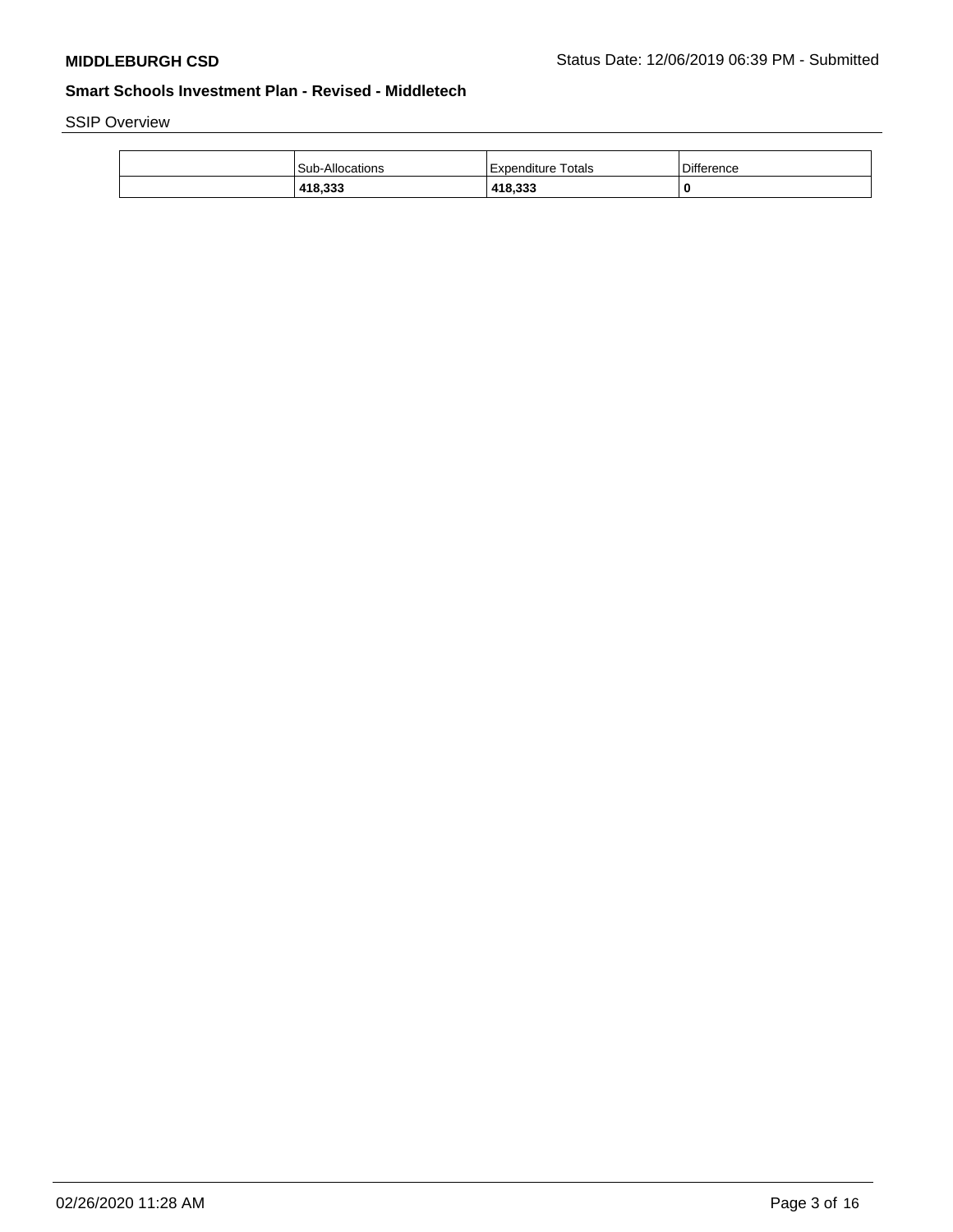SSIP Overview

| | Sub-Allocations | Expenditure Totals | Difference |
|---|---|---|---|
| | **418,333** | **418,333** | **0** |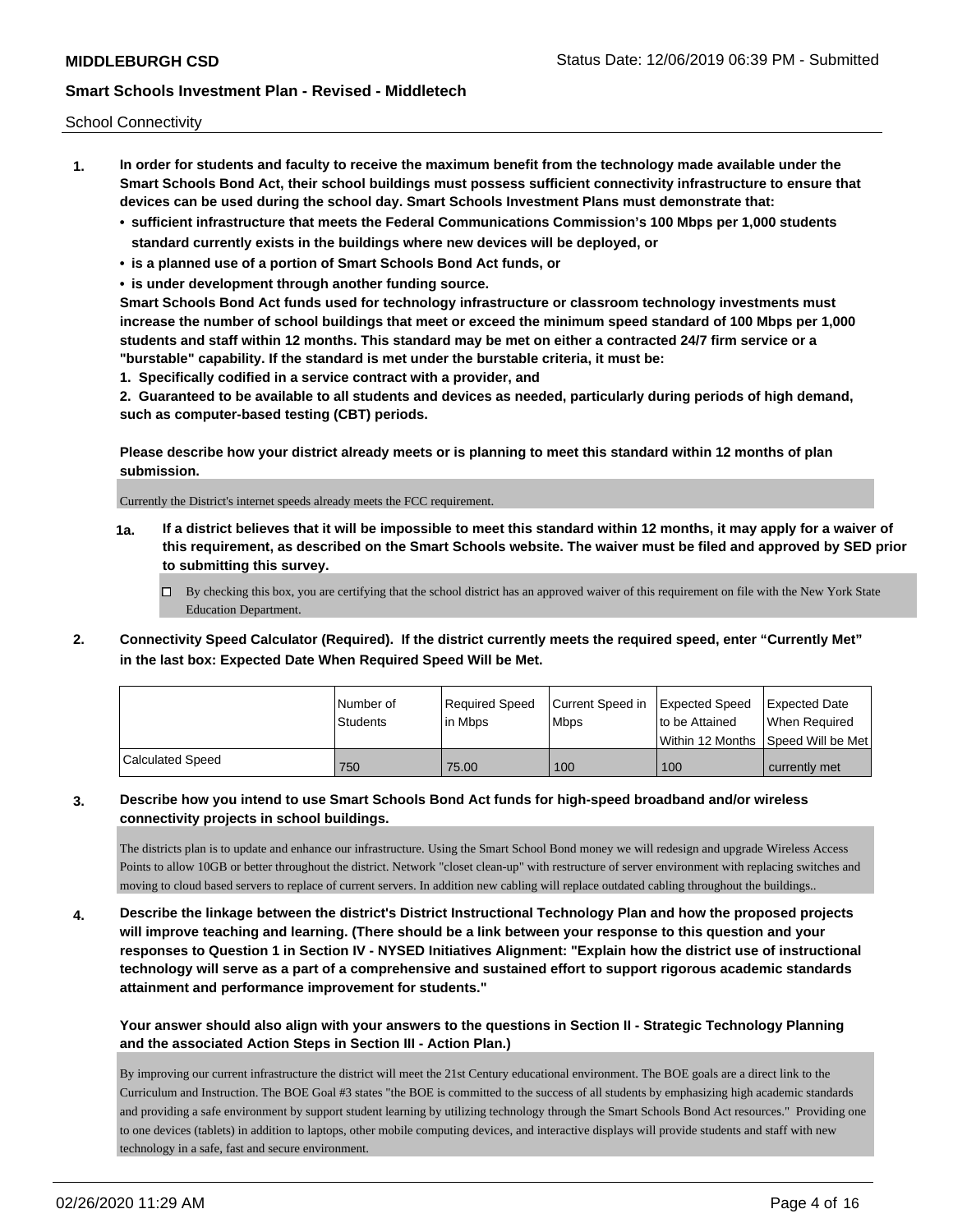School Connectivity

1. **In order for students and faculty to receive the maximum benefit from the technology made available under the Smart Schools Bond Act, their school buildings must possess sufficient connectivity infrastructure to ensure that devices can be used during the school day. Smart Schools Investment Plans must demonstrate that:**
   - **sufficient infrastructure that meets the Federal Communications Commission's 100 Mbps per 1,000 students standard currently exists in the buildings where new devices will be deployed, or**
   - **is a planned use of a portion of Smart Schools Bond Act funds, or**
   - **is under development through another funding source.**

   **Smart Schools Bond Act funds used for technology infrastructure or classroom technology investments must increase the number of school buildings that meet or exceed the minimum speed standard of 100 Mbps per 1,000 students and staff within 12 months. This standard may be met on either a contracted 24/7 firm service or a "burstable" capability. If the standard is met under the burstable criteria, it must be:**

   **1. Specifically codified in a service contract with a provider, and**

   **2. Guaranteed to be available to all students and devices as needed, particularly during periods of high demand, such as computer-based testing (CBT) periods.**

   **Please describe how your district already meets or is planning to meet this standard within 12 months of plan submission.**

   Currently the District's internet speeds already meets the FCC requirement.

   **1a. If a district believes that it will be impossible to meet this standard within 12 months, it may apply for a waiver of this requirement, as described on the Smart Schools website. The waiver must be filed and approved by SED prior to submitting this survey.**

   ☐ By checking this box, you are certifying that the school district has an approved waiver of this requirement on file with the New York State Education Department.

2. **Connectivity Speed Calculator (Required). If the district currently meets the required speed, enter "Currently Met" in the last box: Expected Date When Required Speed Will be Met.**

|  | Number of Students | Required Speed in Mbps | Current Speed in Mbps | Expected Speed to be Attained Within 12 Months | Expected Date When Required Speed Will be Met |
|---|---|---|---|---|---|
| Calculated Speed | 750 | 75.00 | 100 | 100 | currently met |

3. **Describe how you intend to use Smart Schools Bond Act funds for high-speed broadband and/or wireless connectivity projects in school buildings.**

   The districts plan is to update and enhance our infrastructure. Using the Smart School Bond money we will redesign and upgrade Wireless Access Points to allow 10GB or better throughout the district. Network "closet clean-up" with restructure of server environment with replacing switches and moving to cloud based servers to replace of current servers. In addition new cabling will replace outdated cabling throughout the buildings..

4. **Describe the linkage between the district's District Instructional Technology Plan and how the proposed projects will improve teaching and learning. (There should be a link between your response to this question and your responses to Question 1 in Section IV - NYSED Initiatives Alignment: "Explain how the district use of instructional technology will serve as a part of a comprehensive and sustained effort to support rigorous academic standards attainment and performance improvement for students."**

   **Your answer should also align with your answers to the questions in Section II - Strategic Technology Planning and the associated Action Steps in Section III - Action Plan.)**

   By improving our current infrastructure the district will meet the 21st Century educational environment. The BOE goals are a direct link to the Curriculum and Instruction. The BOE Goal #3 states "the BOE is committed to the success of all students by emphasizing high academic standards and providing a safe environment by support student learning by utilizing technology through the Smart Schools Bond Act resources." Providing one to one devices (tablets) in addition to laptops, other mobile computing devices, and interactive displays will provide students and staff with new technology in a safe, fast and secure environment.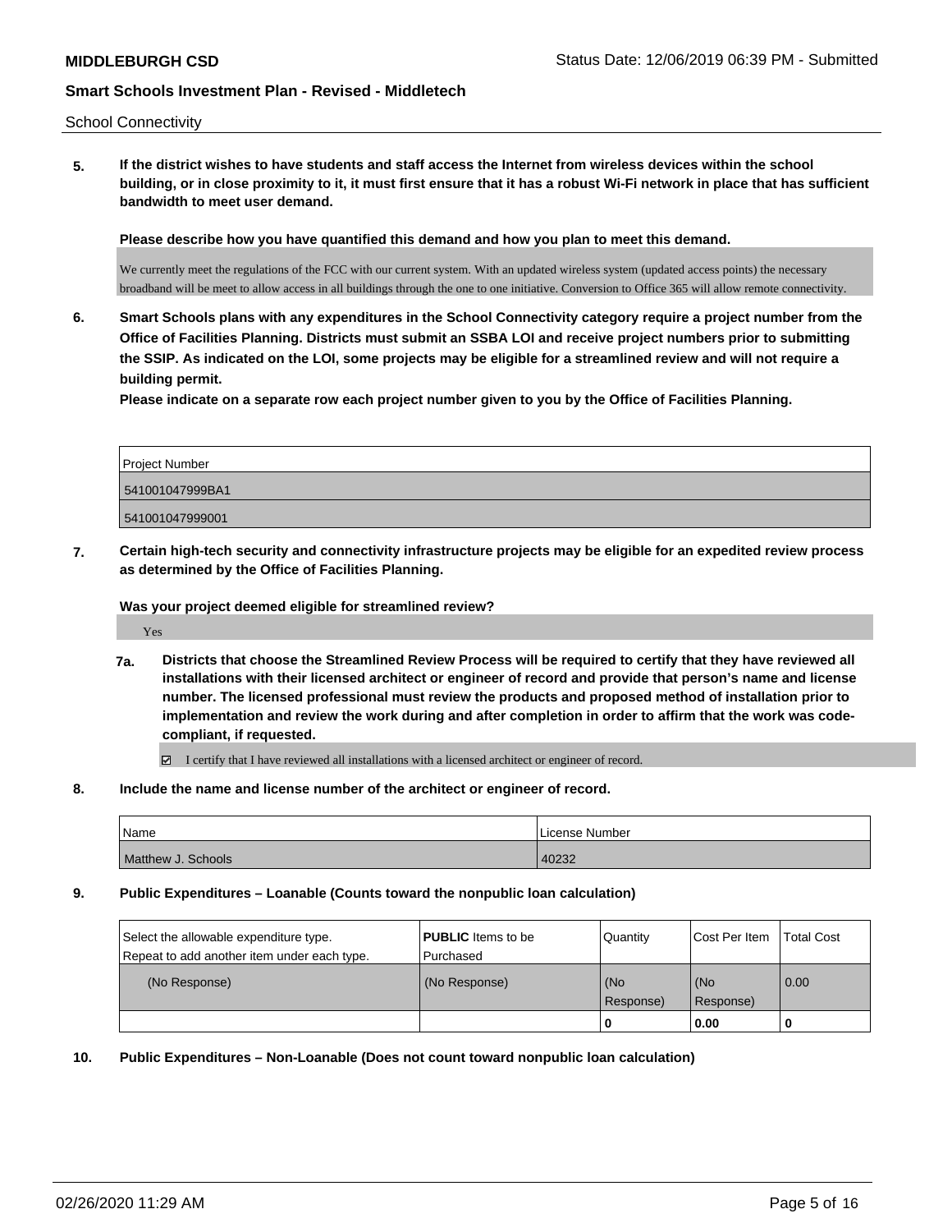School Connectivity

**5. If the district wishes to have students and staff access the Internet from wireless devices within the school building, or in close proximity to it, it must first ensure that it has a robust Wi-Fi network in place that has sufficient bandwidth to meet user demand.**

**Please describe how you have quantified this demand and how you plan to meet this demand.**

We currently meet the regulations of the FCC with our current system. With an updated wireless system (updated access points) the necessary broadband will be meet to allow access in all buildings through the one to one initiative. Conversion to Office 365 will allow remote connectivity.

**6. Smart Schools plans with any expenditures in the School Connectivity category require a project number from the Office of Facilities Planning. Districts must submit an SSBA LOI and receive project numbers prior to submitting the SSIP. As indicated on the LOI, some projects may be eligible for a streamlined review and will not require a building permit.**

**Please indicate on a separate row each project number given to you by the Office of Facilities Planning.**

| Project Number |
| --- |
| 541001047999BA1 |
| 541001047999001 |

**7. Certain high-tech security and connectivity infrastructure projects may be eligible for an expedited review process as determined by the Office of Facilities Planning.**

**Was your project deemed eligible for streamlined review?**

Yes

**7a. Districts that choose the Streamlined Review Process will be required to certify that they have reviewed all installations with their licensed architect or engineer of record and provide that person's name and license number. The licensed professional must review the products and proposed method of installation prior to implementation and review the work during and after completion in order to affirm that the work was code-compliant, if requested.**

☑ I certify that I have reviewed all installations with a licensed architect or engineer of record.

**8. Include the name and license number of the architect or engineer of record.**

| Name | License Number |
| --- | --- |
| Matthew J. Schools | 40232 |

**9. Public Expenditures – Loanable (Counts toward the nonpublic loan calculation)**

| Select the allowable expenditure type. Repeat to add another item under each type. | **PUBLIC** Items to be Purchased | Quantity | Cost Per Item | Total Cost |
| --- | --- | --- | --- | --- |
| (No Response) | (No Response) | (No Response) | (No Response) | 0.00 |
| | | **0** | **0.00** | **0** |

**10. Public Expenditures – Non-Loanable (Does not count toward nonpublic loan calculation)**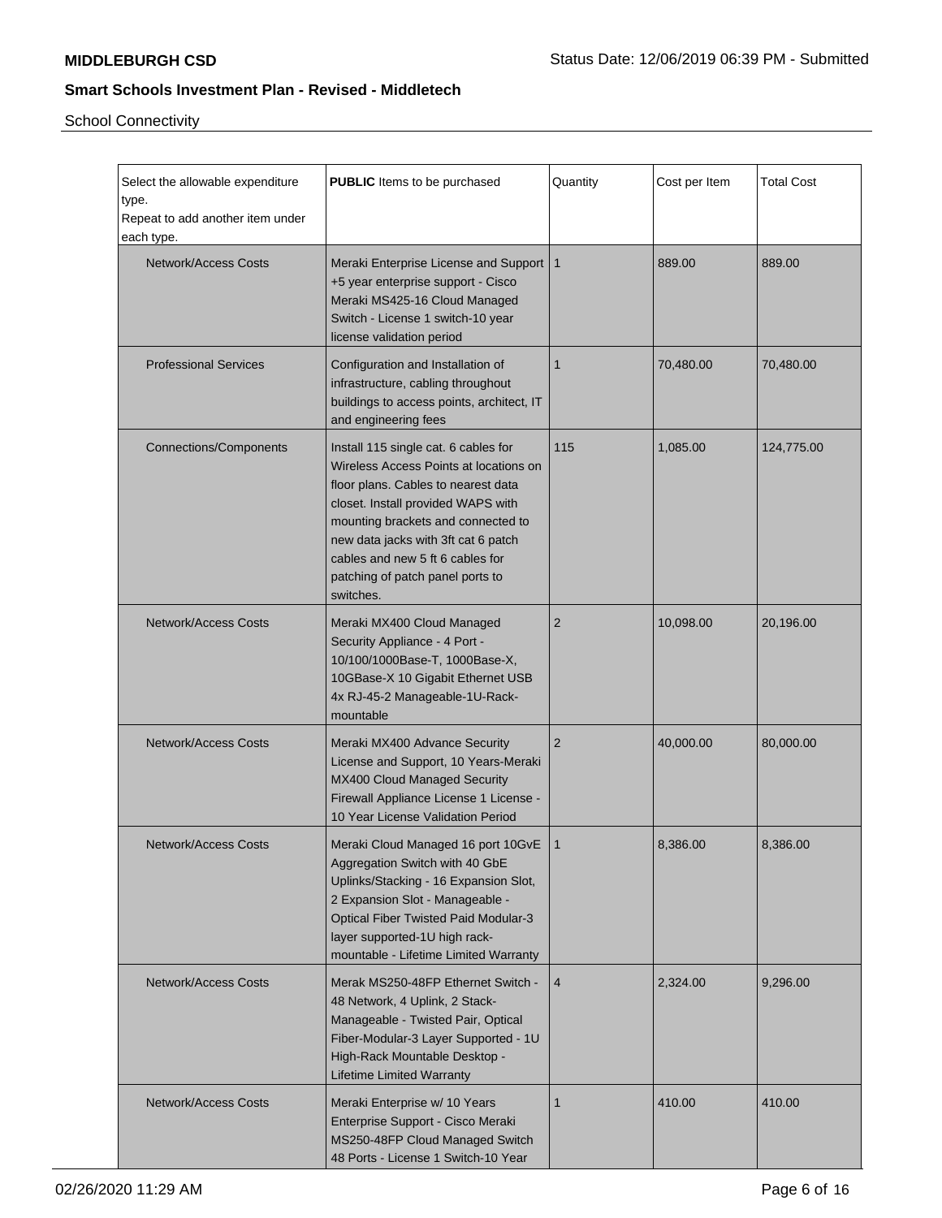School Connectivity

| Select the allowable expenditure type. Repeat to add another item under each type. | **PUBLIC** Items to be purchased | Quantity | Cost per Item | Total Cost |
|---|---|---|---|---|
| Network/Access Costs | Meraki Enterprise License and Support +5 year enterprise support - Cisco Meraki MS425-16 Cloud Managed Switch - License 1 switch-10 year license validation period | 1 | 889.00 | 889.00 |
| Professional Services | Configuration and Installation of infrastructure, cabling throughout buildings to access points, architect, IT and engineering fees | 1 | 70,480.00 | 70,480.00 |
| Connections/Components | Install 115 single cat. 6 cables for Wireless Access Points at locations on floor plans. Cables to nearest data closet. Install provided WAPS with mounting brackets and connected to new data jacks with 3ft cat 6 patch cables and new 5 ft 6 cables for patching of patch panel ports to switches. | 115 | 1,085.00 | 124,775.00 |
| Network/Access Costs | Meraki MX400 Cloud Managed Security Appliance - 4 Port - 10/100/1000Base-T, 1000Base-X, 10GBase-X 10 Gigabit Ethernet USB 4x RJ-45-2 Manageable-1U-Rack-mountable | 2 | 10,098.00 | 20,196.00 |
| Network/Access Costs | Meraki MX400 Advance Security License and Support, 10 Years-Meraki MX400 Cloud Managed Security Firewall Appliance License 1 License - 10 Year License Validation Period | 2 | 40,000.00 | 80,000.00 |
| Network/Access Costs | Meraki Cloud Managed 16 port 10GvE Aggregation Switch with 40 GbE Uplinks/Stacking - 16 Expansion Slot, 2 Expansion Slot - Manageable - Optical Fiber Twisted Paid Modular-3 layer supported-1U high rack-mountable - Lifetime Limited Warranty | 1 | 8,386.00 | 8,386.00 |
| Network/Access Costs | Merak MS250-48FP Ethernet Switch - 48 Network, 4 Uplink, 2 Stack-Manageable - Twisted Pair, Optical Fiber-Modular-3 Layer Supported - 1U High-Rack Mountable Desktop - Lifetime Limited Warranty | 4 | 2,324.00 | 9,296.00 |
| Network/Access Costs | Meraki Enterprise w/ 10 Years Enterprise Support - Cisco Meraki MS250-48FP Cloud Managed Switch 48 Ports - License 1 Switch-10 Year | 1 | 410.00 | 410.00 |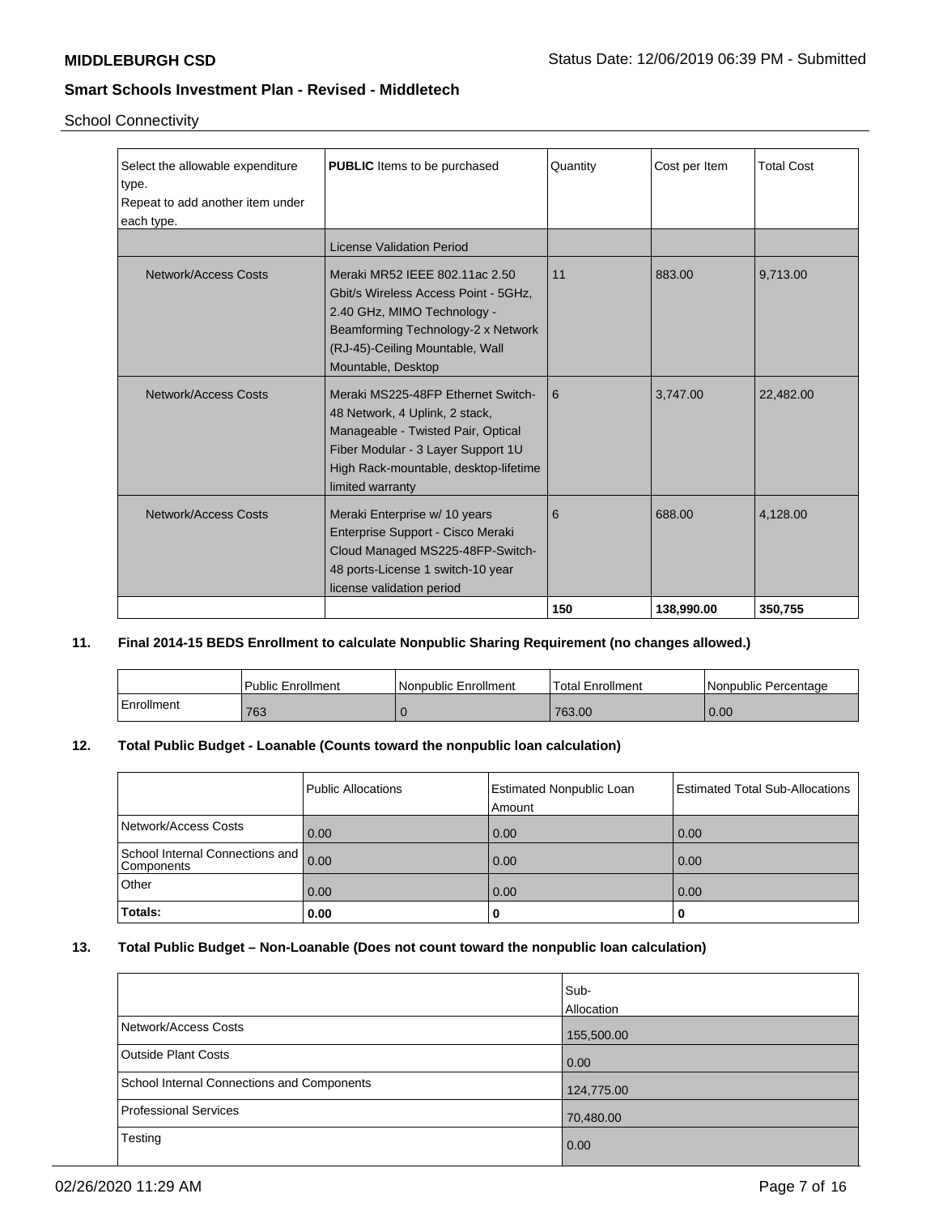School Connectivity

| Select the allowable expenditure type. Repeat to add another item under each type. | **PUBLIC** Items to be purchased | Quantity | Cost per Item | Total Cost |
|---|---|---|---|---|
| | License Validation Period | | | |
| Network/Access Costs | Meraki MR52 IEEE 802.11ac 2.50 Gbit/s Wireless Access Point - 5GHz, 2.40 GHz, MIMO Technology - Beamforming Technology-2 x Network (RJ-45)-Ceiling Mountable, Wall Mountable, Desktop | 11 | 883.00 | 9,713.00 |
| Network/Access Costs | Meraki MS225-48FP Ethernet Switch-48 Network, 4 Uplink, 2 stack, Manageable - Twisted Pair, Optical Fiber Modular - 3 Layer Support 1U High Rack-mountable, desktop-lifetime limited warranty | 6 | 3,747.00 | 22,482.00 |
| Network/Access Costs | Meraki Enterprise w/ 10 years Enterprise Support - Cisco Meraki Cloud Managed MS225-48FP-Switch-48 ports-License 1 switch-10 year license validation period | 6 | 688.00 | 4,128.00 |
| | | **150** | **138,990.00** | **350,755** |

**11. Final 2014-15 BEDS Enrollment to calculate Nonpublic Sharing Requirement (no changes allowed.)**

| | Public Enrollment | Nonpublic Enrollment | Total Enrollment | Nonpublic Percentage |
|---|---|---|---|---|
| Enrollment | 763 | 0 | 763.00 | 0.00 |

**12. Total Public Budget - Loanable (Counts toward the nonpublic loan calculation)**

| | Public Allocations | Estimated Nonpublic Loan Amount | Estimated Total Sub-Allocations |
|---|---|---|---|
| Network/Access Costs | 0.00 | 0.00 | 0.00 |
| School Internal Connections and Components | 0.00 | 0.00 | 0.00 |
| Other | 0.00 | 0.00 | 0.00 |
| **Totals:** | **0.00** | **0** | **0** |

**13. Total Public Budget – Non-Loanable (Does not count toward the nonpublic loan calculation)**

| | Sub-Allocation |
|---|---|
| Network/Access Costs | 155,500.00 |
| Outside Plant Costs | 0.00 |
| School Internal Connections and Components | 124,775.00 |
| Professional Services | 70,480.00 |
| Testing | 0.00 |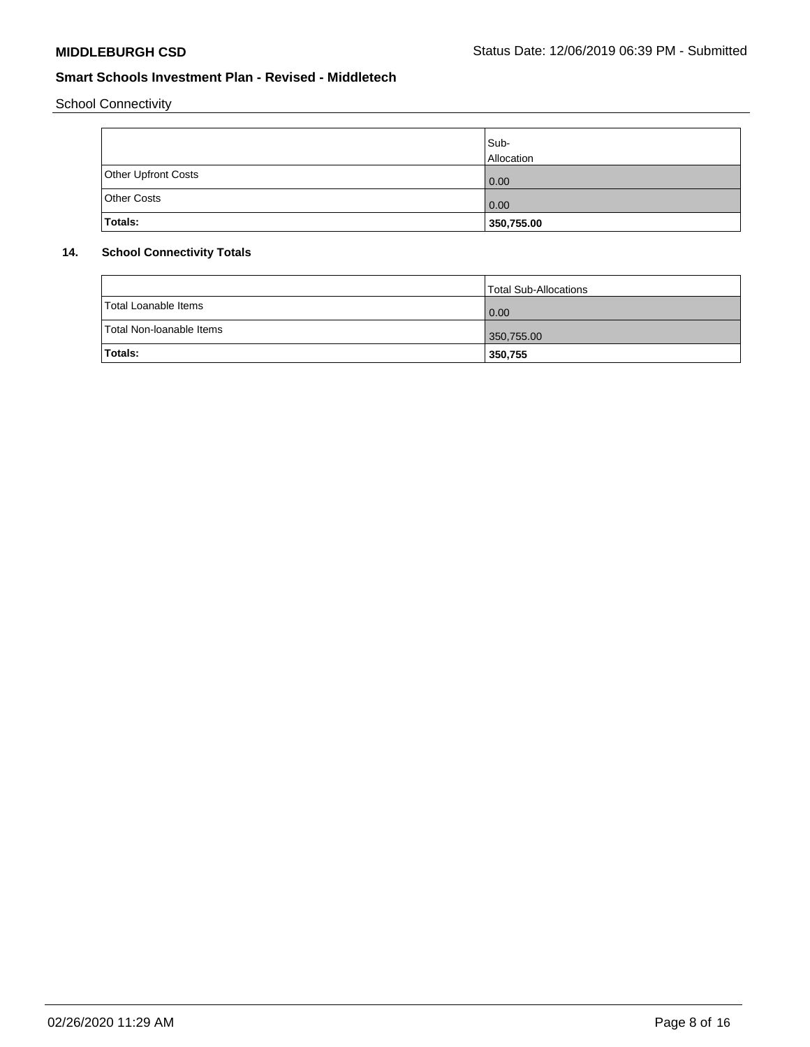School Connectivity

| | Sub-Allocation |
|---|---|
| Other Upfront Costs | 0.00 |
| Other Costs | 0.00 |
| **Totals:** | **350,755.00** |

## 14. School Connectivity Totals

| | Total Sub-Allocations |
|---|---|
| Total Loanable Items | 0.00 |
| Total Non-loanable Items | 350,755.00 |
| **Totals:** | **350,755** |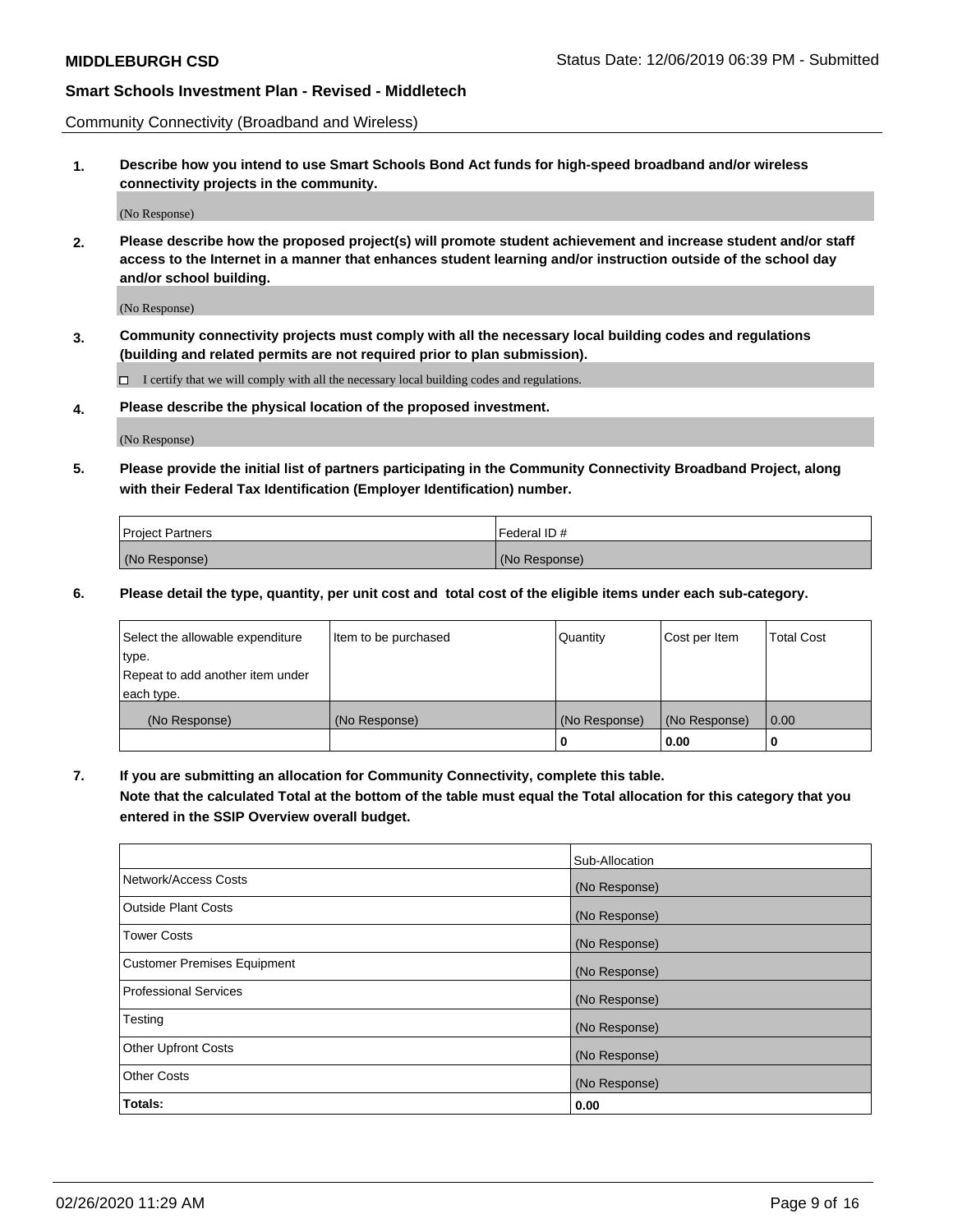**MIDDLEBURGH CSD** Status Date: 12/06/2019 06:39 PM - Submitted

**Smart Schools Investment Plan - Revised - Middletech**

Community Connectivity (Broadband and Wireless)

**1. Describe how you intend to use Smart Schools Bond Act funds for high-speed broadband and/or wireless connectivity projects in the community.**

(No Response)

**2. Please describe how the proposed project(s) will promote student achievement and increase student and/or staff access to the Internet in a manner that enhances student learning and/or instruction outside of the school day and/or school building.**

(No Response)

**3. Community connectivity projects must comply with all the necessary local building codes and regulations (building and related permits are not required prior to plan submission).**

☐ I certify that we will comply with all the necessary local building codes and regulations.

**4. Please describe the physical location of the proposed investment.**

(No Response)

**5. Please provide the initial list of partners participating in the Community Connectivity Broadband Project, along with their Federal Tax Identification (Employer Identification) number.**

| Project Partners | Federal ID # |
|---|---|
| (No Response) | (No Response) |

**6. Please detail the type, quantity, per unit cost and total cost of the eligible items under each sub-category.**

| Select the allowable expenditure type. Repeat to add another item under each type. | Item to be purchased | Quantity | Cost per Item | Total Cost |
|---|---|---|---|---|
| (No Response) | (No Response) | (No Response) | (No Response) | 0.00 |
| | | **0** | **0.00** | **0** |

**7. If you are submitting an allocation for Community Connectivity, complete this table. Note that the calculated Total at the bottom of the table must equal the Total allocation for this category that you entered in the SSIP Overview overall budget.**

| | Sub-Allocation |
|---|---|
| Network/Access Costs | (No Response) |
| Outside Plant Costs | (No Response) |
| Tower Costs | (No Response) |
| Customer Premises Equipment | (No Response) |
| Professional Services | (No Response) |
| Testing | (No Response) |
| Other Upfront Costs | (No Response) |
| Other Costs | (No Response) |
| **Totals:** | **0.00** |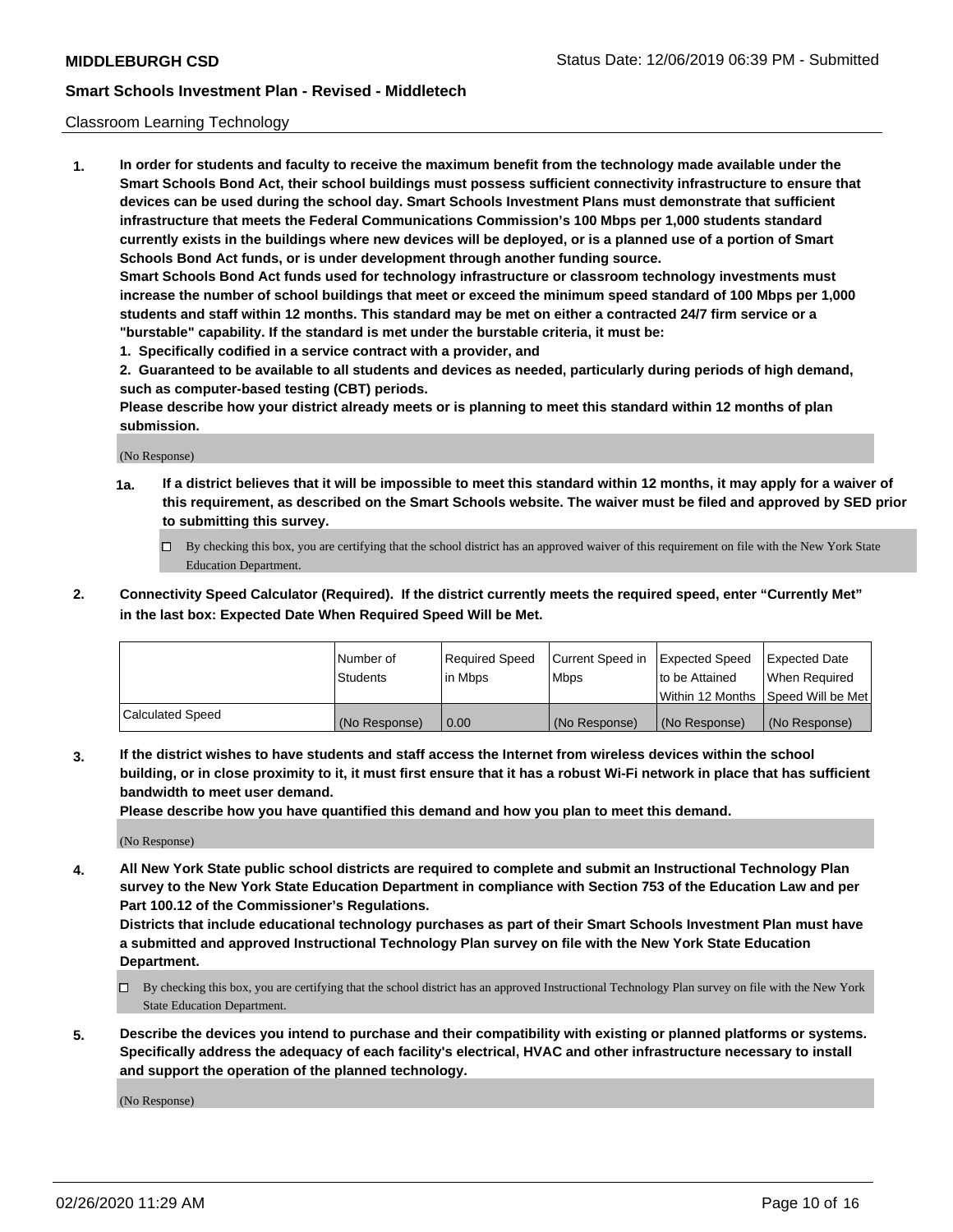Classroom Learning Technology

1. **In order for students and faculty to receive the maximum benefit from the technology made available under the Smart Schools Bond Act, their school buildings must possess sufficient connectivity infrastructure to ensure that devices can be used during the school day. Smart Schools Investment Plans must demonstrate that sufficient infrastructure that meets the Federal Communications Commission's 100 Mbps per 1,000 students standard currently exists in the buildings where new devices will be deployed, or is a planned use of a portion of Smart Schools Bond Act funds, or is under development through another funding source.**
   **Smart Schools Bond Act funds used for technology infrastructure or classroom technology investments must increase the number of school buildings that meet or exceed the minimum speed standard of 100 Mbps per 1,000 students and staff within 12 months. This standard may be met on either a contracted 24/7 firm service or a "burstable" capability. If the standard is met under the burstable criteria, it must be:**
   **1. Specifically codified in a service contract with a provider, and**
   **2. Guaranteed to be available to all students and devices as needed, particularly during periods of high demand, such as computer-based testing (CBT) periods.**
   **Please describe how your district already meets or is planning to meet this standard within 12 months of plan submission.**

   (No Response)

   **1a. If a district believes that it will be impossible to meet this standard within 12 months, it may apply for a waiver of this requirement, as described on the Smart Schools website. The waiver must be filed and approved by SED prior to submitting this survey.**

   ☐ By checking this box, you are certifying that the school district has an approved waiver of this requirement on file with the New York State Education Department.

2. **Connectivity Speed Calculator (Required). If the district currently meets the required speed, enter "Currently Met" in the last box: Expected Date When Required Speed Will be Met.**

| | Number of Students | Required Speed in Mbps | Current Speed in Mbps | Expected Speed to be Attained Within 12 Months | Expected Date When Required Speed Will be Met |
|---|---|---|---|---|---|
| Calculated Speed | (No Response) | 0.00 | (No Response) | (No Response) | (No Response) |

3. **If the district wishes to have students and staff access the Internet from wireless devices within the school building, or in close proximity to it, it must first ensure that it has a robust Wi-Fi network in place that has sufficient bandwidth to meet user demand.**
   **Please describe how you have quantified this demand and how you plan to meet this demand.**

   (No Response)

4. **All New York State public school districts are required to complete and submit an Instructional Technology Plan survey to the New York State Education Department in compliance with Section 753 of the Education Law and per Part 100.12 of the Commissioner's Regulations.**
   **Districts that include educational technology purchases as part of their Smart Schools Investment Plan must have a submitted and approved Instructional Technology Plan survey on file with the New York State Education Department.**

   ☐ By checking this box, you are certifying that the school district has an approved Instructional Technology Plan survey on file with the New York State Education Department.

5. **Describe the devices you intend to purchase and their compatibility with existing or planned platforms or systems. Specifically address the adequacy of each facility's electrical, HVAC and other infrastructure necessary to install and support the operation of the planned technology.**

   (No Response)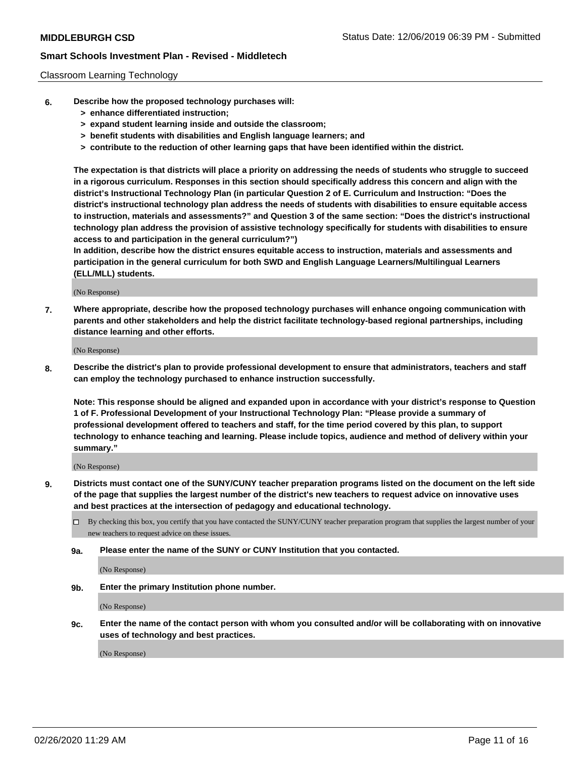Classroom Learning Technology

6. **Describe how the proposed technology purchases will:**
   - **> enhance differentiated instruction;**
   - **> expand student learning inside and outside the classroom;**
   - **> benefit students with disabilities and English language learners; and**
   - **> contribute to the reduction of other learning gaps that have been identified within the district.**

   **The expectation is that districts will place a priority on addressing the needs of students who struggle to succeed in a rigorous curriculum. Responses in this section should specifically address this concern and align with the district's Instructional Technology Plan (in particular Question 2 of E. Curriculum and Instruction: "Does the district's instructional technology plan address the needs of students with disabilities to ensure equitable access to instruction, materials and assessments?" and Question 3 of the same section: "Does the district's instructional technology plan address the provision of assistive technology specifically for students with disabilities to ensure access to and participation in the general curriculum?")**
   **In addition, describe how the district ensures equitable access to instruction, materials and assessments and participation in the general curriculum for both SWD and English Language Learners/Multilingual Learners (ELL/MLL) students.**

   (No Response)

7. **Where appropriate, describe how the proposed technology purchases will enhance ongoing communication with parents and other stakeholders and help the district facilitate technology-based regional partnerships, including distance learning and other efforts.**

   (No Response)

8. **Describe the district's plan to provide professional development to ensure that administrators, teachers and staff can employ the technology purchased to enhance instruction successfully.**

   **Note: This response should be aligned and expanded upon in accordance with your district's response to Question 1 of F. Professional Development of your Instructional Technology Plan: "Please provide a summary of professional development offered to teachers and staff, for the time period covered by this plan, to support technology to enhance teaching and learning. Please include topics, audience and method of delivery within your summary."**

   (No Response)

9. **Districts must contact one of the SUNY/CUNY teacher preparation programs listed on the document on the left side of the page that supplies the largest number of the district's new teachers to request advice on innovative uses and best practices at the intersection of pedagogy and educational technology.**

   ☐ By checking this box, you certify that you have contacted the SUNY/CUNY teacher preparation program that supplies the largest number of your new teachers to request advice on these issues.

   **9a. Please enter the name of the SUNY or CUNY Institution that you contacted.**

   (No Response)

   **9b. Enter the primary Institution phone number.**

   (No Response)

   **9c. Enter the name of the contact person with whom you consulted and/or will be collaborating with on innovative uses of technology and best practices.**

   (No Response)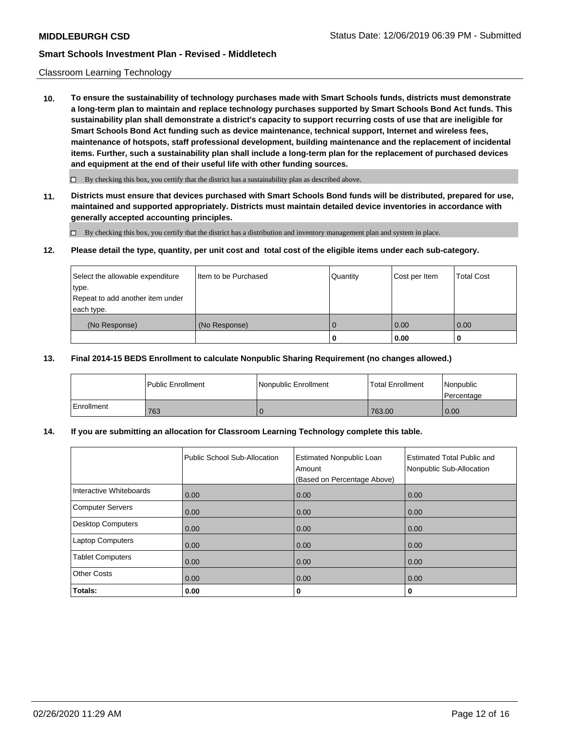Classroom Learning Technology

**10. To ensure the sustainability of technology purchases made with Smart Schools funds, districts must demonstrate a long-term plan to maintain and replace technology purchases supported by Smart Schools Bond Act funds. This sustainability plan shall demonstrate a district's capacity to support recurring costs of use that are ineligible for Smart Schools Bond Act funding such as device maintenance, technical support, Internet and wireless fees, maintenance of hotspots, staff professional development, building maintenance and the replacement of incidental items. Further, such a sustainability plan shall include a long-term plan for the replacement of purchased devices and equipment at the end of their useful life with other funding sources.**

☐ By checking this box, you certify that the district has a sustainability plan as described above.

**11. Districts must ensure that devices purchased with Smart Schools Bond funds will be distributed, prepared for use, maintained and supported appropriately. Districts must maintain detailed device inventories in accordance with generally accepted accounting principles.**

☐ By checking this box, you certify that the district has a distribution and inventory management plan and system in place.

**12. Please detail the type, quantity, per unit cost and total cost of the eligible items under each sub-category.**

| Select the allowable expenditure type. Repeat to add another item under each type. | Item to be Purchased | Quantity | Cost per Item | Total Cost |
|---|---|---|---|---|
| (No Response) | (No Response) | 0 | 0.00 | 0.00 |
| | | **0** | **0.00** | **0** |

**13. Final 2014-15 BEDS Enrollment to calculate Nonpublic Sharing Requirement (no changes allowed.)**

| | Public Enrollment | Nonpublic Enrollment | Total Enrollment | Nonpublic Percentage |
|---|---|---|---|---|
| Enrollment | 763 | 0 | 763.00 | 0.00 |

**14. If you are submitting an allocation for Classroom Learning Technology complete this table.**

| | Public School Sub-Allocation | Estimated Nonpublic Loan Amount (Based on Percentage Above) | Estimated Total Public and Nonpublic Sub-Allocation |
|---|---|---|---|
| Interactive Whiteboards | 0.00 | 0.00 | 0.00 |
| Computer Servers | 0.00 | 0.00 | 0.00 |
| Desktop Computers | 0.00 | 0.00 | 0.00 |
| Laptop Computers | 0.00 | 0.00 | 0.00 |
| Tablet Computers | 0.00 | 0.00 | 0.00 |
| Other Costs | 0.00 | 0.00 | 0.00 |
| **Totals:** | **0.00** | **0** | **0** |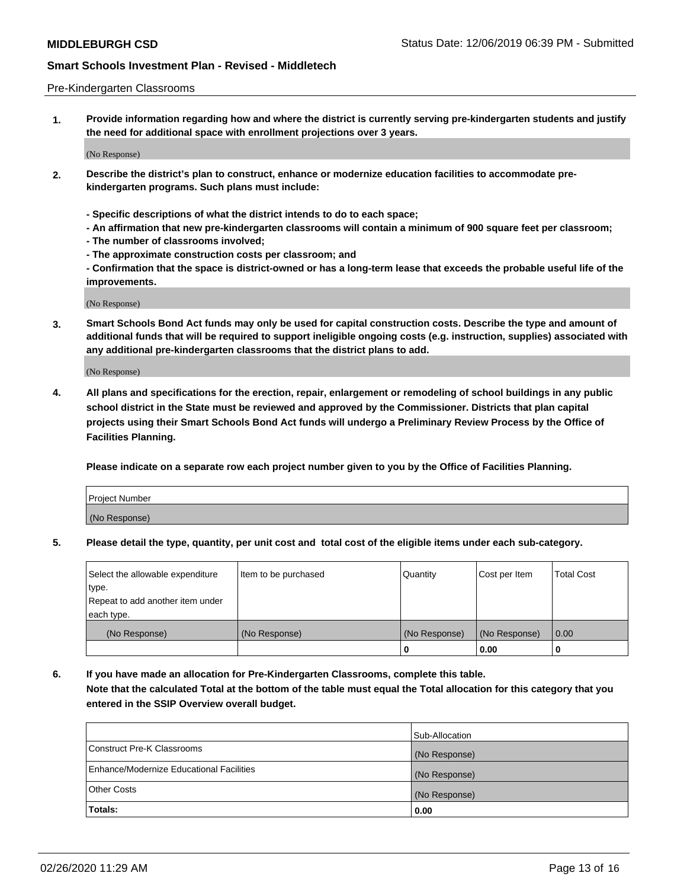Pre-Kindergarten Classrooms

**1. Provide information regarding how and where the district is currently serving pre-kindergarten students and justify the need for additional space with enrollment projections over 3 years.**

(No Response)

**2. Describe the district's plan to construct, enhance or modernize education facilities to accommodate pre-kindergarten programs. Such plans must include:**

**- Specific descriptions of what the district intends to do to each space;**
**- An affirmation that new pre-kindergarten classrooms will contain a minimum of 900 square feet per classroom;**
**- The number of classrooms involved;**
**- The approximate construction costs per classroom; and**
**- Confirmation that the space is district-owned or has a long-term lease that exceeds the probable useful life of the improvements.**

(No Response)

**3. Smart Schools Bond Act funds may only be used for capital construction costs. Describe the type and amount of additional funds that will be required to support ineligible ongoing costs (e.g. instruction, supplies) associated with any additional pre-kindergarten classrooms that the district plans to add.**

(No Response)

**4. All plans and specifications for the erection, repair, enlargement or remodeling of school buildings in any public school district in the State must be reviewed and approved by the Commissioner. Districts that plan capital projects using their Smart Schools Bond Act funds will undergo a Preliminary Review Process by the Office of Facilities Planning.**

**Please indicate on a separate row each project number given to you by the Office of Facilities Planning.**

| Project Number |
|---|
| (No Response) |

**5. Please detail the type, quantity, per unit cost and total cost of the eligible items under each sub-category.**

| Select the allowable expenditure type. Repeat to add another item under each type. | Item to be purchased | Quantity | Cost per Item | Total Cost |
|---|---|---|---|---|
| (No Response) | (No Response) | (No Response) | (No Response) | 0.00 |
| | | 0 | 0.00 | 0 |

**6. If you have made an allocation for Pre-Kindergarten Classrooms, complete this table.**
**Note that the calculated Total at the bottom of the table must equal the Total allocation for this category that you entered in the SSIP Overview overall budget.**

| | Sub-Allocation |
|---|---|
| Construct Pre-K Classrooms | (No Response) |
| Enhance/Modernize Educational Facilities | (No Response) |
| Other Costs | (No Response) |
| **Totals:** | **0.00** |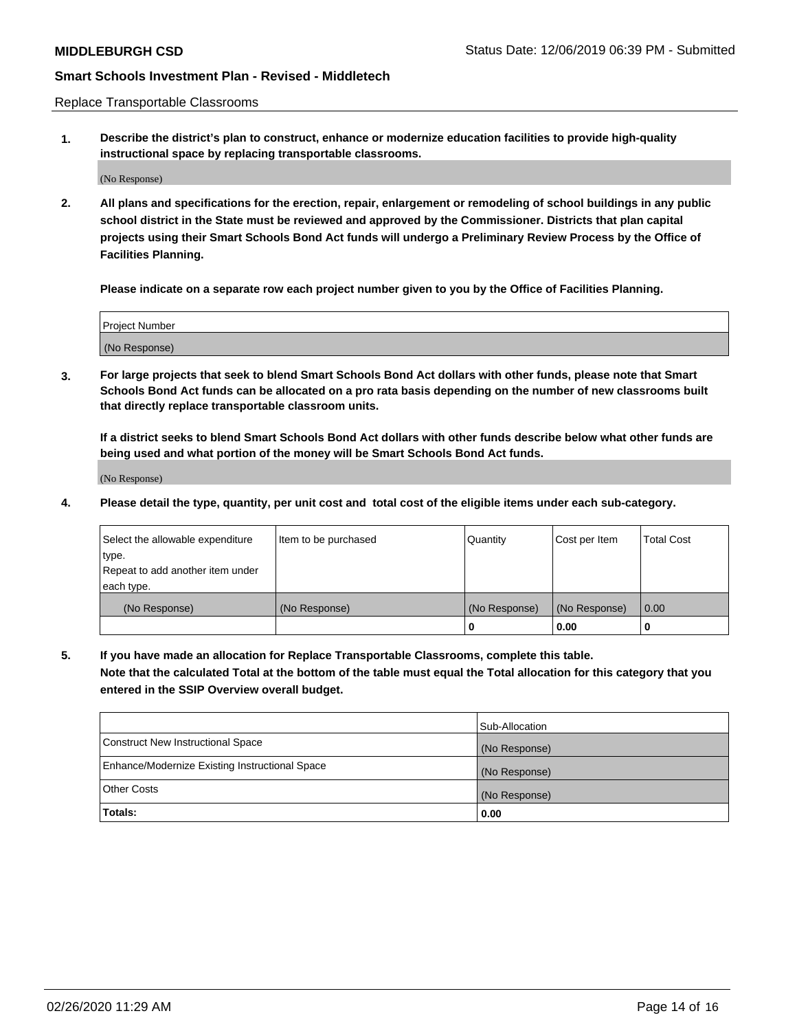Replace Transportable Classrooms

1. **Describe the district's plan to construct, enhance or modernize education facilities to provide high-quality instructional space by replacing transportable classrooms.**

   (No Response)

2. **All plans and specifications for the erection, repair, enlargement or remodeling of school buildings in any public school district in the State must be reviewed and approved by the Commissioner. Districts that plan capital projects using their Smart Schools Bond Act funds will undergo a Preliminary Review Process by the Office of Facilities Planning.**

   **Please indicate on a separate row each project number given to you by the Office of Facilities Planning.**

| Project Number |
|---|
| (No Response) |

3. **For large projects that seek to blend Smart Schools Bond Act dollars with other funds, please note that Smart Schools Bond Act funds can be allocated on a pro rata basis depending on the number of new classrooms built that directly replace transportable classroom units.**

   **If a district seeks to blend Smart Schools Bond Act dollars with other funds describe below what other funds are being used and what portion of the money will be Smart Schools Bond Act funds.**

   (No Response)

4. **Please detail the type, quantity, per unit cost and total cost of the eligible items under each sub-category.**

| Select the allowable expenditure type. Repeat to add another item under each type. | Item to be purchased | Quantity | Cost per Item | Total Cost |
|---|---|---|---|---|
| (No Response) | (No Response) | (No Response) | (No Response) | 0.00 |
| | | **0** | **0.00** | **0** |

5. **If you have made an allocation for Replace Transportable Classrooms, complete this table. Note that the calculated Total at the bottom of the table must equal the Total allocation for this category that you entered in the SSIP Overview overall budget.**

| | Sub-Allocation |
|---|---|
| Construct New Instructional Space | (No Response) |
| Enhance/Modernize Existing Instructional Space | (No Response) |
| Other Costs | (No Response) |
| **Totals:** | **0.00** |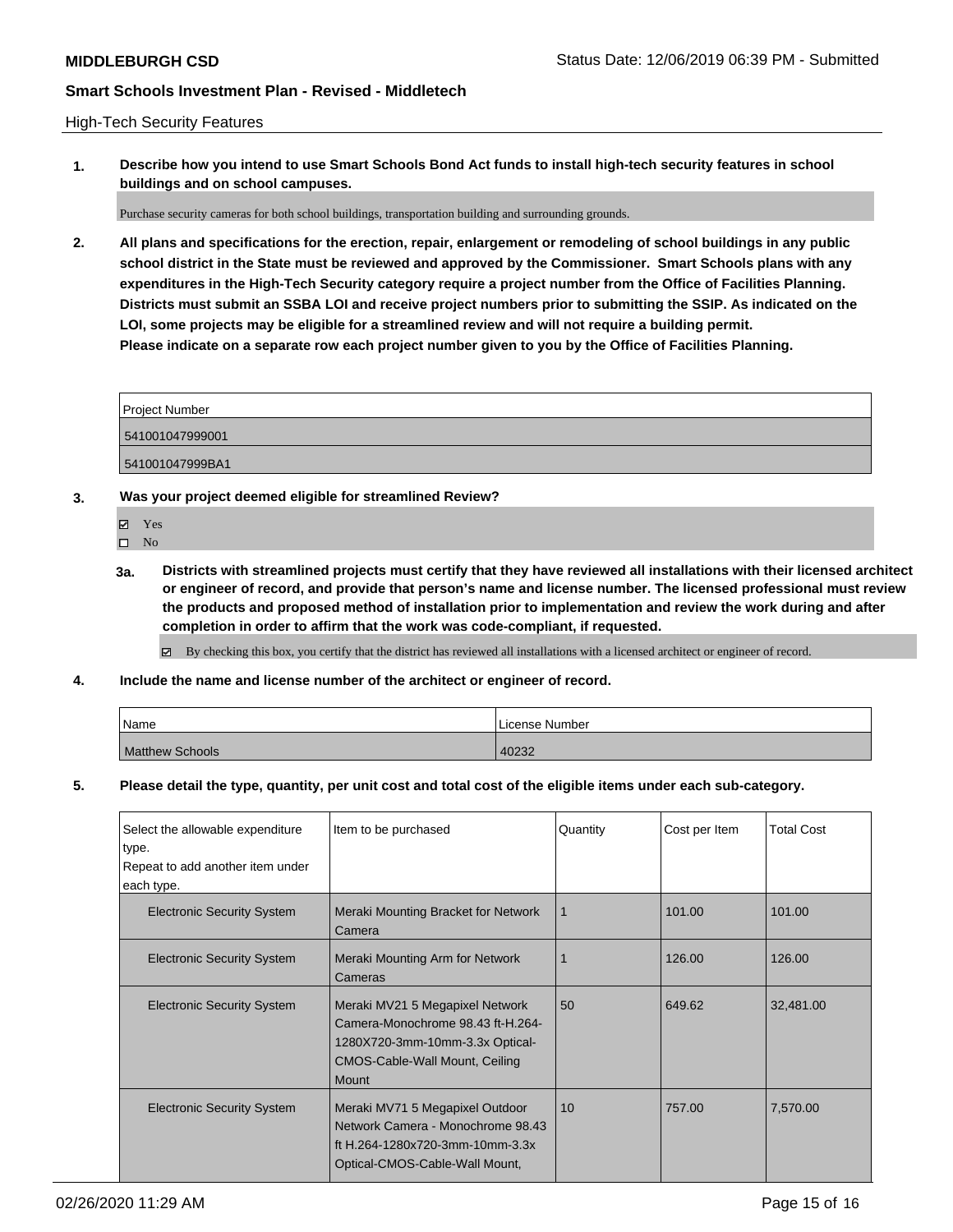High-Tech Security Features

**1. Describe how you intend to use Smart Schools Bond Act funds to install high-tech security features in school buildings and on school campuses.**

Purchase security cameras for both school buildings, transportation building and surrounding grounds.

**2. All plans and specifications for the erection, repair, enlargement or remodeling of school buildings in any public school district in the State must be reviewed and approved by the Commissioner. Smart Schools plans with any expenditures in the High-Tech Security category require a project number from the Office of Facilities Planning. Districts must submit an SSBA LOI and receive project numbers prior to submitting the SSIP. As indicated on the LOI, some projects may be eligible for a streamlined review and will not require a building permit. Please indicate on a separate row each project number given to you by the Office of Facilities Planning.**

| Project Number |
| --- |
| 541001047999001 |
| 541001047999BA1 |

**3. Was your project deemed eligible for streamlined Review?**

- ☑ Yes
- ☐ No

**3a. Districts with streamlined projects must certify that they have reviewed all installations with their licensed architect or engineer of record, and provide that person's name and license number. The licensed professional must review the products and proposed method of installation prior to implementation and review the work during and after completion in order to affirm that the work was code-compliant, if requested.**

☑ By checking this box, you certify that the district has reviewed all installations with a licensed architect or engineer of record.

**4. Include the name and license number of the architect or engineer of record.**

| Name | License Number |
| --- | --- |
| Matthew Schools | 40232 |

**5. Please detail the type, quantity, per unit cost and total cost of the eligible items under each sub-category.**

| Select the allowable expenditure type. Repeat to add another item under each type. | Item to be purchased | Quantity | Cost per Item | Total Cost |
| --- | --- | --- | --- | --- |
| Electronic Security System | Meraki Mounting Bracket for Network Camera | 1 | 101.00 | 101.00 |
| Electronic Security System | Meraki Mounting Arm for Network Cameras | 1 | 126.00 | 126.00 |
| Electronic Security System | Meraki MV21 5 Megapixel Network Camera-Monochrome 98.43 ft-H.264-1280X720-3mm-10mm-3.3x Optical-CMOS-Cable-Wall Mount, Ceiling Mount | 50 | 649.62 | 32,481.00 |
| Electronic Security System | Meraki MV71 5 Megapixel Outdoor Network Camera - Monochrome 98.43 ft H.264-1280x720-3mm-10mm-3.3x Optical-CMOS-Cable-Wall Mount, | 10 | 757.00 | 7,570.00 |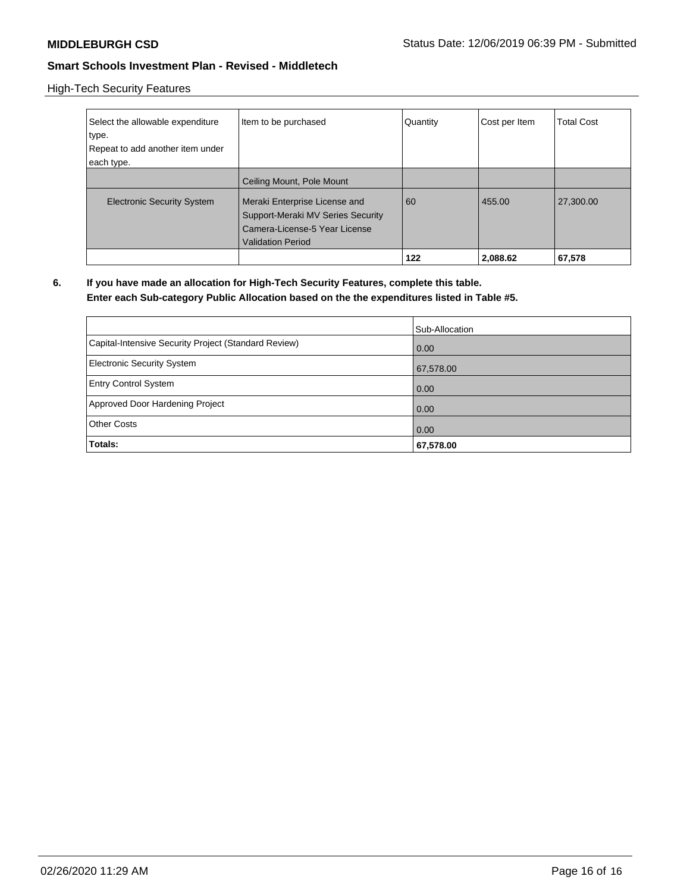High-Tech Security Features

| Select the allowable expenditure type. Repeat to add another item under each type. | Item to be purchased | Quantity | Cost per Item | Total Cost |
|---|---|---|---|---|
| | Ceiling Mount, Pole Mount | | | |
| Electronic Security System | Meraki Enterprise License and Support-Meraki MV Series Security Camera-License-5 Year License Validation Period | 60 | 455.00 | 27,300.00 |
| | | **122** | **2,088.62** | **67,578** |

**6. If you have made an allocation for High-Tech Security Features, complete this table.
Enter each Sub-category Public Allocation based on the the expenditures listed in Table #5.**

| | Sub-Allocation |
|---|---|
| Capital-Intensive Security Project (Standard Review) | 0.00 |
| Electronic Security System | 67,578.00 |
| Entry Control System | 0.00 |
| Approved Door Hardening Project | 0.00 |
| Other Costs | 0.00 |
| **Totals:** | **67,578.00** |